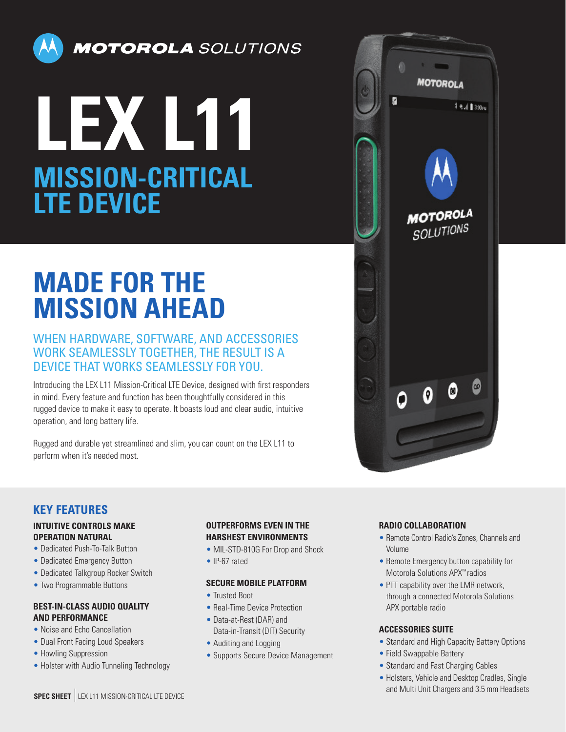MOTOROLA SOLUTIONS

# LEX L11

## MISSION-CRITICAL LTE DEVICE

# MADE FOR THE MISSION AHEAD

### WHEN HARDWARE, SOFTWARE, AND ACCESSORIES WORK SEAMLESSLY TOGETHER, THE RESULT IS A DEVICE THAT WORKS SEAMLESSLY FOR YOU.

Introducing the LEX L11 Mission-Critical LTE Device, designed with first responders in mind. Every feature and function has been thoughtfully considered in this rugged device to make it easy to operate. It boasts loud and clear audio, intuitive operation, and long battery life.

Rugged and durable yet streamlined and slim, you can count on the LEX L11 to perform when it's needed most.

## KEY FEATURES

### INTUITIVE CONTROLS MAKE OPERATION NATURAL

- Dedicated Push-To-Talk Button
- Dedicated Emergency Button
- Dedicated Talkgroup Rocker Switch
- Two Programmable Buttons

### BEST-IN-CLASS AUDIO QUALITY AND PERFORMANCE

- Noise and Echo Cancellation
- Dual Front Facing Loud Speakers
- Howling Suppression
- Holster with Audio Tunneling Technology

### OUTPERFORMS EVEN IN THE HARSHEST ENVIRONMENTS

- MIL-STD-810G For Drop and Shock
- IP-67 rated

### SECURE MOBILE PLATFORM

- Trusted Boot
- Real-Time Device Protection
- Data-at-Rest (DAR) and Data-in-Transit (DIT) Security
- Auditing and Logging
- Supports Secure Device Management

### RADIO COLLABORATION

- Remote Control Radio's Zones, Channels and Volume
- Remote Emergency button capability for Motorola Solutions APX™ radios
- PTT capability over the LMR network, through a connected Motorola Solutions APX portable radio

### ACCESSORIES SUITE

- Standard and High Capacity Battery Options
- Field Swappable Battery
- Standard and Fast Charging Cables
- Holsters, Vehicle and Desktop Cradles, Single and Multi Unit Chargers and 3.5 mm Headsets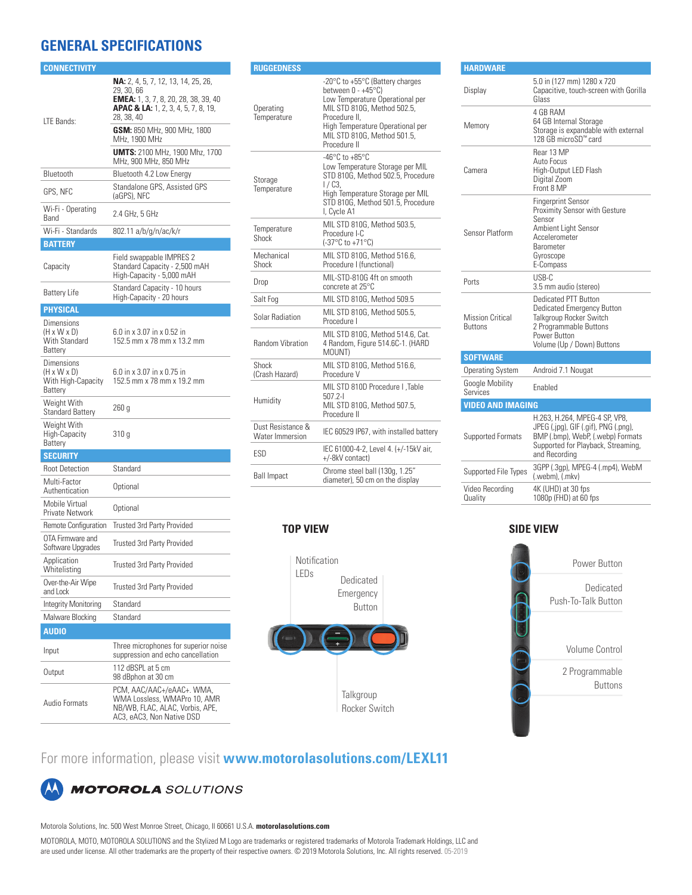# GENERAL SPECIFICATIONS

## CONNECTIVITY

| | |
|---|---|
| LTE Bands: | **NA:** 2, 4, 5, 7, 12, 13, 14, 25, 26, 29, 30, 66<br>**EMEA:** 1, 3, 7, 8, 20, 28, 38, 39, 40<br>**APAC & LA:** 1, 2, 3, 4, 5, 7, 8, 19, 28, 38, 40 |
| | **GSM:** 850 MHz, 900 MHz, 1800 MHz, 1900 MHz |
| | **UMTS:** 2100 MHz, 1900 Mhz, 1700 MHz, 900 MHz, 850 MHz |
| Bluetooth | Bluetooth 4.2 Low Energy |
| GPS, NFC | Standalone GPS, Assisted GPS (aGPS), NFC |
| Wi-Fi - Operating Band | 2.4 GHz, 5 GHz |
| Wi-Fi - Standards | 802.11 a/b/g/n/ac/k/r |

## BATTERY

| | |
|---|---|
| Capacity | Field swappable IMPRES 2<br>Standard Capacity - 2,500 mAH<br>High-Capacity - 5,000 mAH |
| Battery Life | Standard Capacity - 10 hours<br>High-Capacity - 20 hours |

## PHYSICAL

| | |
|---|---|
| Dimensions (H x W x D) With Standard Battery | 6.0 in x 3.07 in x 0.52 in<br>152.5 mm x 78 mm x 13.2 mm |
| Dimensions (H x W x D) With High-Capacity Battery | 6.0 in x 3.07 in x 0.75 in<br>152.5 mm x 78 mm x 19.2 mm |
| Weight With Standard Battery | 260 g |
| Weight With High-Capacity Battery | 310 g |

## SECURITY

| | |
|---|---|
| Root Detection | Standard |
| Multi-Factor Authentication | Optional |
| Mobile Virtual Private Network | Optional |
| Remote Configuration | Trusted 3rd Party Provided |
| OTA Firmware and Software Upgrades | Trusted 3rd Party Provided |
| Application Whitelisting | Trusted 3rd Party Provided |
| Over-the-Air Wipe and Lock | Trusted 3rd Party Provided |
| Integrity Monitoring | Standard |
| Malware Blocking | Standard |

## AUDIO

| | |
|---|---|
| Input | Three microphones for superior noise suppression and echo cancellation |
| Output | 112 dBSPL at 5 cm<br>98 dBphon at 30 cm |
| Audio Formats | PCM, AAC/AAC+/eAAC+. WMA, WMA Lossless, WMAPro 10, AMR NB/WB, FLAC, ALAC, Vorbis, APE, AC3, eAC3, Non Native DSD |

## RUGGEDNESS

| | |
|---|---|
| Operating Temperature | -20°C to +55°C (Battery charges between 0 - +45°C)<br>Low Temperature Operational per MIL STD 810G, Method 502.5, Procedure II,<br>High Temperature Operational per MIL STD 810G, Method 501.5, Procedure II |
| Storage Temperature | -46°C to +85°C<br>Low Temperature Storage per MIL STD 810G, Method 502.5, Procedure I / C3,<br>High Temperature Storage per MIL STD 810G, Method 501.5, Procedure I, Cycle A1 |
| Temperature Shock | MIL STD 810G, Method 503.5, Procedure I-C (-37°C to +71°C) |
| Mechanical Shock | MIL STD 810G, Method 516.6, Procedure I (functional) |
| Drop | MIL-STD-810G 4ft on smooth concrete at 25°C |
| Salt Fog | MIL STD 810G, Method 509.5 |
| Solar Radiation | MIL STD 810G, Method 505.5, Procedure I |
| Random Vibration | MIL STD 810G, Method 514.6, Cat. 4 Random, Figure 514.6C-1. (HARD MOUNT) |
| Shock (Crash Hazard) | MIL STD 810G, Method 516.6, Procedure V |
| Humidity | MIL STD 810D Procedure I ,Table 507.2-I<br>MIL STD 810G, Method 507.5, Procedure II |
| Dust Resistance & Water Immersion | IEC 60529 IP67, with installed battery |
| ESD | IEC 61000-4-2, Level 4. (+/-15kV air, +/-8kV contact) |
| Ball Impact | Chrome steel ball (130g, 1.25" diameter), 50 cm on the display |

## HARDWARE

| | |
|---|---|
| Display | 5.0 in (127 mm) 1280 x 720 Capacitive, touch-screen with Gorilla Glass |
| Memory | 4 GB RAM<br>64 GB Internal Storage<br>Storage is expandable with external 128 GB microSD™ card |
| Camera | Rear 13 MP<br>Auto Focus<br>High-Output LED Flash<br>Digital Zoom<br>Front 8 MP |
| Sensor Platform | Fingerprint Sensor<br>Proximity Sensor with Gesture Sensor<br>Ambient Light Sensor<br>Accelerometer<br>Barometer<br>Gyroscope<br>E-Compass |
| Ports | USB-C<br>3.5 mm audio (stereo) |
| Mission Critical Buttons | Dedicated PTT Button<br>Dedicated Emergency Button<br>Talkgroup Rocker Switch<br>2 Programmable Buttons<br>Power Button<br>Volume (Up / Down) Buttons |

## SOFTWARE

| | |
|---|---|
| Operating System | Android 7.1 Nougat |
| Google Mobility Services | Enabled |

## VIDEO AND IMAGING

| | |
|---|---|
| Supported Formats | H.263, H.264, MPEG-4 SP, VP8, JPEG (.jpg), GIF (.gif), PNG (.png), BMP (.bmp), WebP, (.webp) Formats Supported for Playback, Streaming, and Recording |
| Supported File Types | 3GPP (.3gp), MPEG-4 (.mp4), WebM (.webm), (.mkv) |
| Video Recording Quality | 4K (UHD) at 30 fps<br>1080p (FHD) at 60 fps |

## TOP VIEW

Notification LEDs

Dedicated Emergency Button

Talkgroup Rocker Switch

## SIDE VIEW

Power Button

Dedicated Push-To-Talk Button

Volume Control

2 Programmable Buttons

For more information, please visit **www.motorolasolutions.com/LEXL11**

MOTOROLA SOLUTIONS

Motorola Solutions, Inc. 500 West Monroe Street, Chicago, Il 60661 U.S.A. **motorolasolutions.com**

MOTOROLA, MOTO, MOTOROLA SOLUTIONS and the Stylized M Logo are trademarks or registered trademarks of Motorola Trademark Holdings, LLC and are used under license. All other trademarks are the property of their respective owners. © 2019 Motorola Solutions, Inc. All rights reserved. 05-2019